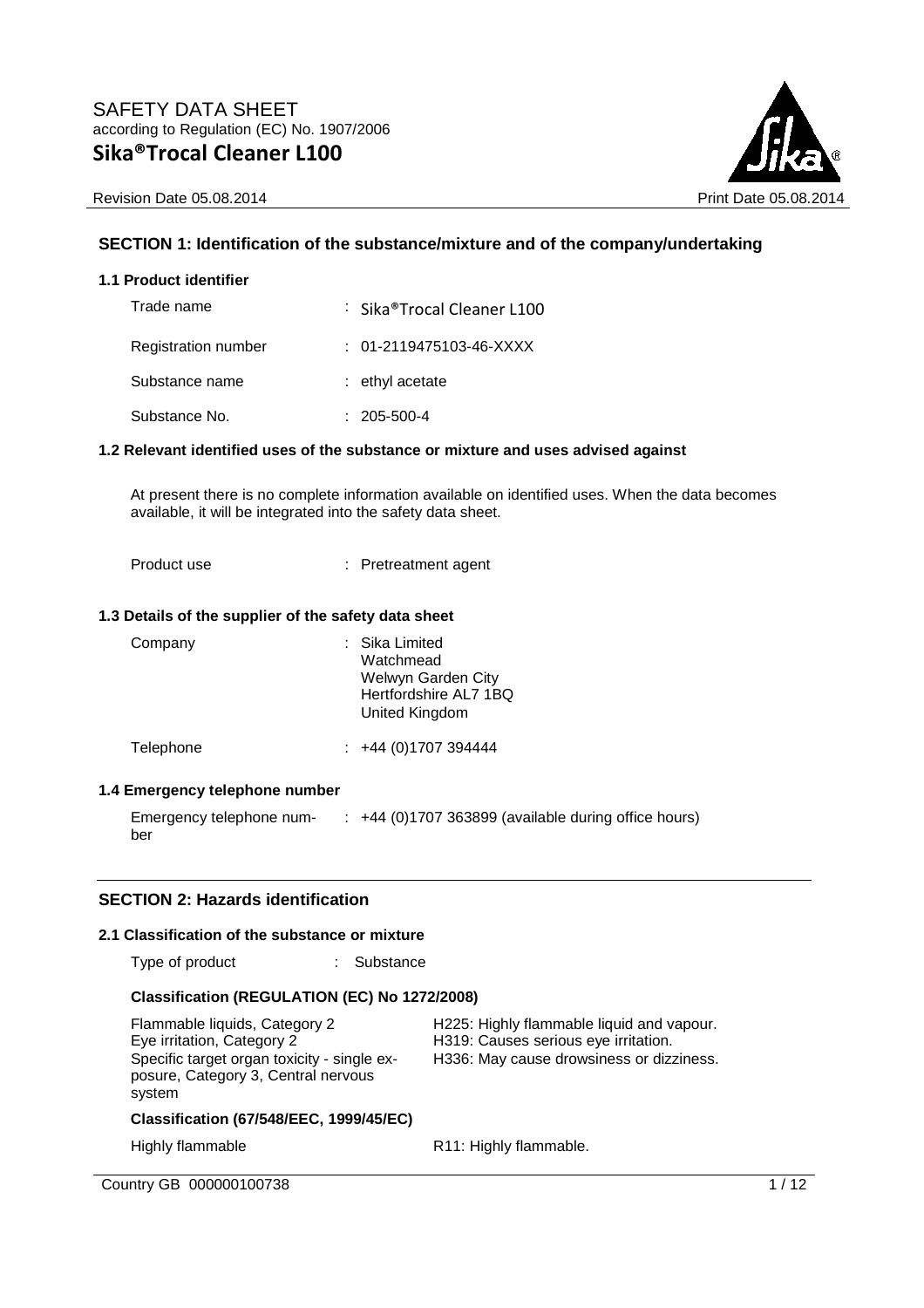SAFETY DATA SHEET
according to Regulation (EC) No. 1907/2006

# Sika®Trocal Cleaner L100

Revision Date 05.08.2014 Print Date 05.08.2014

## SECTION 1: Identification of the substance/mixture and of the company/undertaking

### 1.1 Product identifier

| | |
|---|---|
| Trade name | : Sika®Trocal Cleaner L100 |
| Registration number | : 01-2119475103-46-XXXX |
| Substance name | : ethyl acetate |
| Substance No. | : 205-500-4 |

### 1.2 Relevant identified uses of the substance or mixture and uses advised against

At present there is no complete information available on identified uses. When the data becomes available, it will be integrated into the safety data sheet.

| | |
|---|---|
| Product use | : Pretreatment agent |

### 1.3 Details of the supplier of the safety data sheet

| | |
|---|---|
| Company | : Sika Limited<br>Watchmead<br>Welwyn Garden City<br>Hertfordshire AL7 1BQ<br>United Kingdom |
| Telephone | : +44 (0)1707 394444 |

### 1.4 Emergency telephone number

| | |
|---|---|
| Emergency telephone number | : +44 (0)1707 363899 (available during office hours) |

## SECTION 2: Hazards identification

### 2.1 Classification of the substance or mixture

| | |
|---|---|
| Type of product | : Substance |

#### Classification (REGULATION (EC) No 1272/2008)

| | |
|---|---|
| Flammable liquids, Category 2 | H225: Highly flammable liquid and vapour. |
| Eye irritation, Category 2 | H319: Causes serious eye irritation. |
| Specific target organ toxicity - single exposure, Category 3, Central nervous system | H336: May cause drowsiness or dizziness. |

#### Classification (67/548/EEC, 1999/45/EC)

| | |
|---|---|
| Highly flammable | R11: Highly flammable. |

Country GB 000000100738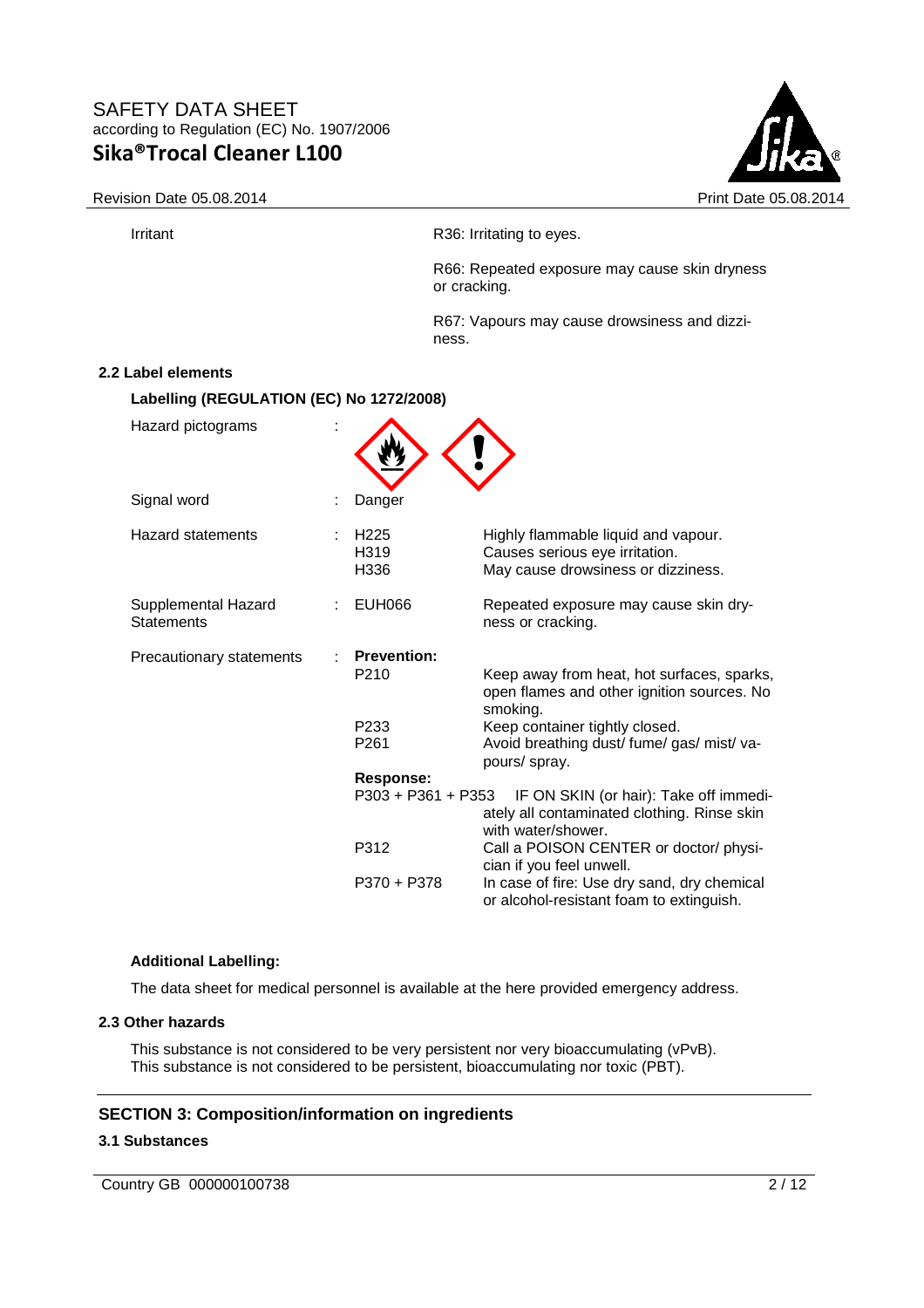| | |
|---|---|
| Irritant | R36: Irritating to eyes. |
| | R66: Repeated exposure may cause skin dryness or cracking. |
| | R67: Vapours may cause drowsiness and dizziness. |

### 2.2 Label elements

**Labelling (REGULATION (EC) No 1272/2008)**

Hazard pictograms :

Signal word : Danger

| | | |
|---|---|---|
| Hazard statements : | H225 | Highly flammable liquid and vapour. |
| | H319 | Causes serious eye irritation. |
| | H336 | May cause drowsiness or dizziness. |
| Supplemental Hazard Statements : | EUH066 | Repeated exposure may cause skin dryness or cracking. |
| Precautionary statements : | **Prevention:** | |
| | P210 | Keep away from heat, hot surfaces, sparks, open flames and other ignition sources. No smoking. |
| | P233 | Keep container tightly closed. |
| | P261 | Avoid breathing dust/ fume/ gas/ mist/ vapours/ spray. |
| | **Response:** | |
| | P303 + P361 + P353 | IF ON SKIN (or hair): Take off immediately all contaminated clothing. Rinse skin with water/shower. |
| | P312 | Call a POISON CENTER or doctor/ physician if you feel unwell. |
| | P370 + P378 | In case of fire: Use dry sand, dry chemical or alcohol-resistant foam to extinguish. |

**Additional Labelling:**

The data sheet for medical personnel is available at the here provided emergency address.

### 2.3 Other hazards

This substance is not considered to be very persistent nor very bioaccumulating (vPvB).
This substance is not considered to be persistent, bioaccumulating nor toxic (PBT).

## SECTION 3: Composition/information on ingredients

### 3.1 Substances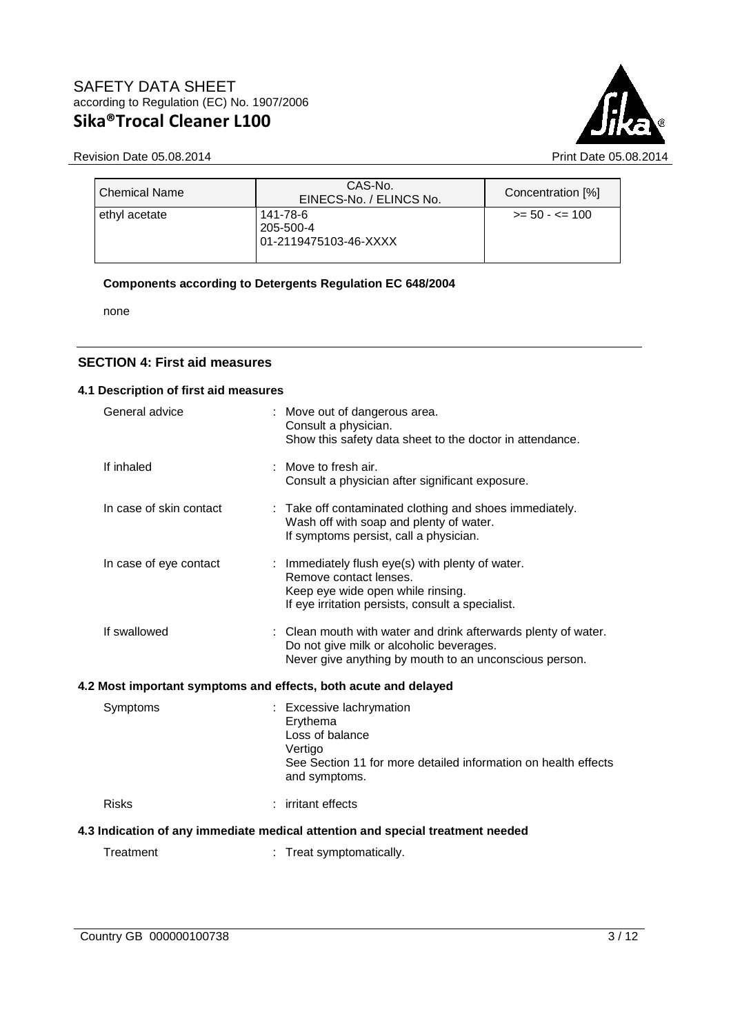| Chemical Name | CAS-No.<br>EINECS-No. / ELINCS No. | Concentration [%] |
|---|---|---|
| ethyl acetate | 141-78-6<br>205-500-4<br>01-2119475103-46-XXXX | >= 50 - <= 100 |

**Components according to Detergents Regulation EC 648/2004**

none

## SECTION 4: First aid measures

### 4.1 Description of first aid measures

General advice : Move out of dangerous area.
Consult a physician.
Show this safety data sheet to the doctor in attendance.

If inhaled : Move to fresh air.
Consult a physician after significant exposure.

In case of skin contact : Take off contaminated clothing and shoes immediately.
Wash off with soap and plenty of water.
If symptoms persist, call a physician.

In case of eye contact : Immediately flush eye(s) with plenty of water.
Remove contact lenses.
Keep eye wide open while rinsing.
If eye irritation persists, consult a specialist.

If swallowed : Clean mouth with water and drink afterwards plenty of water.
Do not give milk or alcoholic beverages.
Never give anything by mouth to an unconscious person.

### 4.2 Most important symptoms and effects, both acute and delayed

Symptoms : Excessive lachrymation
Erythema
Loss of balance
Vertigo
See Section 11 for more detailed information on health effects and symptoms.

Risks : irritant effects

### 4.3 Indication of any immediate medical attention and special treatment needed

Treatment : Treat symptomatically.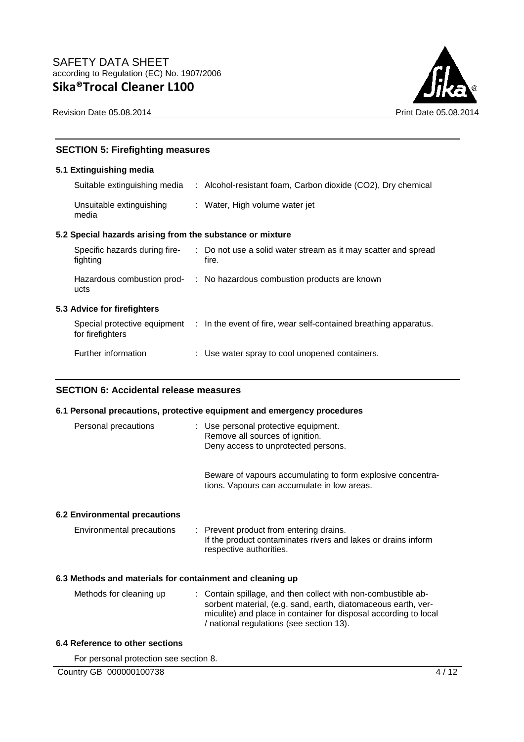## SECTION 5: Firefighting measures

### 5.1 Extinguishing media

| | |
|---|---|
| Suitable extinguishing media | : Alcohol-resistant foam, Carbon dioxide ($CO_2$), Dry chemical |
| Unsuitable extinguishing media | : Water, High volume water jet |

### 5.2 Special hazards arising from the substance or mixture

| | |
|---|---|
| Specific hazards during fire-fighting | : Do not use a solid water stream as it may scatter and spread fire. |
| Hazardous combustion products | : No hazardous combustion products are known |

### 5.3 Advice for firefighters

| | |
|---|---|
| Special protective equipment for firefighters | : In the event of fire, wear self-contained breathing apparatus. |
| Further information | : Use water spray to cool unopened containers. |

## SECTION 6: Accidental release measures

### 6.1 Personal precautions, protective equipment and emergency procedures

Personal precautions : Use personal protective equipment.
Remove all sources of ignition.
Deny access to unprotected persons.

Beware of vapours accumulating to form explosive concentrations. Vapours can accumulate in low areas.

### 6.2 Environmental precautions

Environmental precautions : Prevent product from entering drains.
If the product contaminates rivers and lakes or drains inform respective authorities.

### 6.3 Methods and materials for containment and cleaning up

Methods for cleaning up : Contain spillage, and then collect with non-combustible absorbent material, (e.g. sand, earth, diatomaceous earth, vermiculite) and place in container for disposal according to local / national regulations (see section 13).

### 6.4 Reference to other sections

For personal protection see section 8.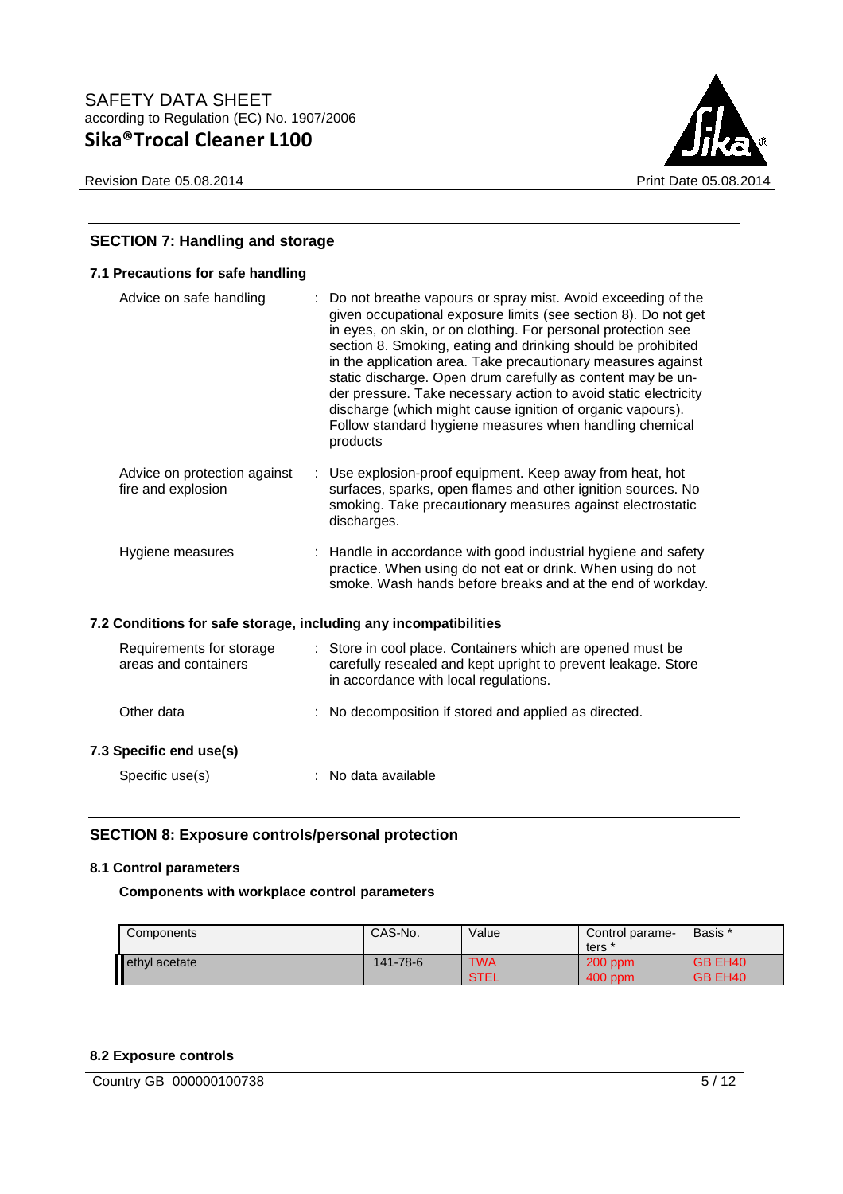## SECTION 7: Handling and storage

### 7.1 Precautions for safe handling

Advice on safe handling : Do not breathe vapours or spray mist. Avoid exceeding of the given occupational exposure limits (see section 8). Do not get in eyes, on skin, or on clothing. For personal protection see section 8. Smoking, eating and drinking should be prohibited in the application area. Take precautionary measures against static discharge. Open drum carefully as content may be under pressure. Take necessary action to avoid static electricity discharge (which might cause ignition of organic vapours). Follow standard hygiene measures when handling chemical products

Advice on protection against fire and explosion : Use explosion-proof equipment. Keep away from heat, hot surfaces, sparks, open flames and other ignition sources. No smoking. Take precautionary measures against electrostatic discharges.

Hygiene measures : Handle in accordance with good industrial hygiene and safety practice. When using do not eat or drink. When using do not smoke. Wash hands before breaks and at the end of workday.

### 7.2 Conditions for safe storage, including any incompatibilities

Requirements for storage areas and containers : Store in cool place. Containers which are opened must be carefully resealed and kept upright to prevent leakage. Store in accordance with local regulations.

Other data : No decomposition if stored and applied as directed.

### 7.3 Specific end use(s)

Specific use(s) : No data available

## SECTION 8: Exposure controls/personal protection

### 8.1 Control parameters

**Components with workplace control parameters**

| Components | CAS-No. | Value | Control parameters * | Basis * |
|---|---|---|---|---|
| ethyl acetate | 141-78-6 | TWA | 200 ppm | GB EH40 |
| | | STEL | 400 ppm | GB EH40 |

### 8.2 Exposure controls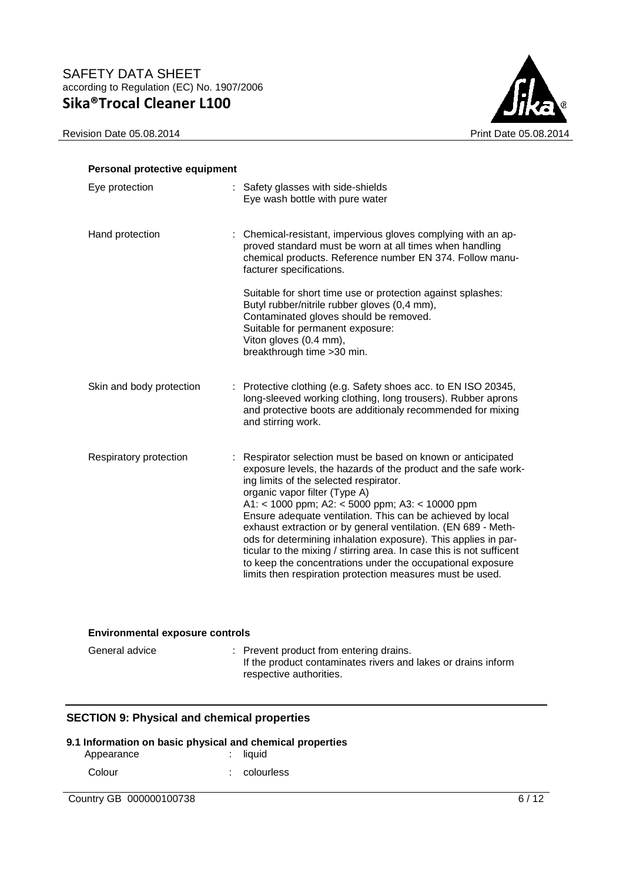**Personal protective equipment**

| | |
|---|---|
| Eye protection | : Safety glasses with side-shields<br>Eye wash bottle with pure water |
| Hand protection | : Chemical-resistant, impervious gloves complying with an approved standard must be worn at all times when handling chemical products. Reference number EN 374. Follow manufacturer specifications.<br><br>Suitable for short time use or protection against splashes:<br>Butyl rubber/nitrile rubber gloves (0,4 mm),<br>Contaminated gloves should be removed.<br>Suitable for permanent exposure:<br>Viton gloves (0.4 mm),<br>breakthrough time >30 min. |
| Skin and body protection | : Protective clothing (e.g. Safety shoes acc. to EN ISO 20345, long-sleeved working clothing, long trousers). Rubber aprons and protective boots are additionaly recommended for mixing and stirring work. |
| Respiratory protection | : Respirator selection must be based on known or anticipated exposure levels, the hazards of the product and the safe working limits of the selected respirator.<br>organic vapor filter (Type A)<br>A1: < 1000 ppm; A2: < 5000 ppm; A3: < 10000 ppm<br>Ensure adequate ventilation. This can be achieved by local exhaust extraction or by general ventilation. (EN 689 - Methods for determining inhalation exposure). This applies in particular to the mixing / stirring area. In case this is not sufficent to keep the concentrations under the occupational exposure limits then respiration protection measures must be used. |

**Environmental exposure controls**

| | |
|---|---|
| General advice | : Prevent product from entering drains.<br>If the product contaminates rivers and lakes or drains inform respective authorities. |

## SECTION 9: Physical and chemical properties

**9.1 Information on basic physical and chemical properties**

| | |
|---|---|
| Appearance | : liquid |
| Colour | : colourless |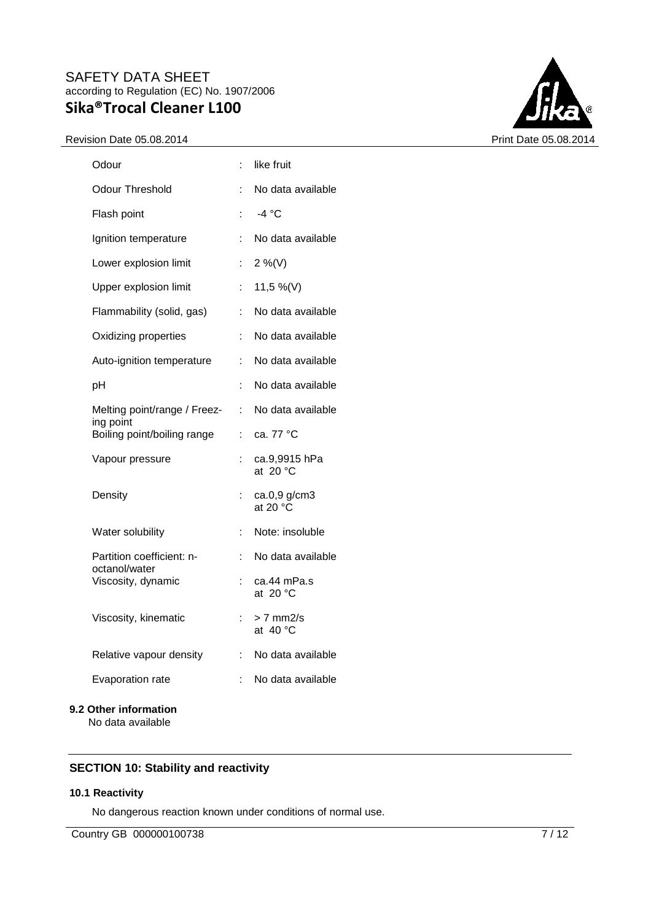| Property | | Value |
|---|---|---|
| Odour | : | like fruit |
| Odour Threshold | : | No data available |
| Flash point | : | -4 °C |
| Ignition temperature | : | No data available |
| Lower explosion limit | : | 2 %(V) |
| Upper explosion limit | : | 11,5 %(V) |
| Flammability (solid, gas) | : | No data available |
| Oxidizing properties | : | No data available |
| Auto-ignition temperature | : | No data available |
| pH | : | No data available |
| Melting point/range / Freezing point | : | No data available |
| Boiling point/boiling range | : | ca. 77 °C |
| Vapour pressure | : | ca.9,9915 hPa at 20 °C |
| Density | : | ca.0,9 g/cm3 at 20 °C |
| Water solubility | : | Note: insoluble |
| Partition coefficient: n-octanol/water | : | No data available |
| Viscosity, dynamic | : | ca.44 mPa.s at 20 °C |
| Viscosity, kinematic | : | > 7 mm2/s at 40 °C |
| Relative vapour density | : | No data available |
| Evaporation rate | : | No data available |

**9.2 Other information**

No data available

## SECTION 10: Stability and reactivity

**10.1 Reactivity**

No dangerous reaction known under conditions of normal use.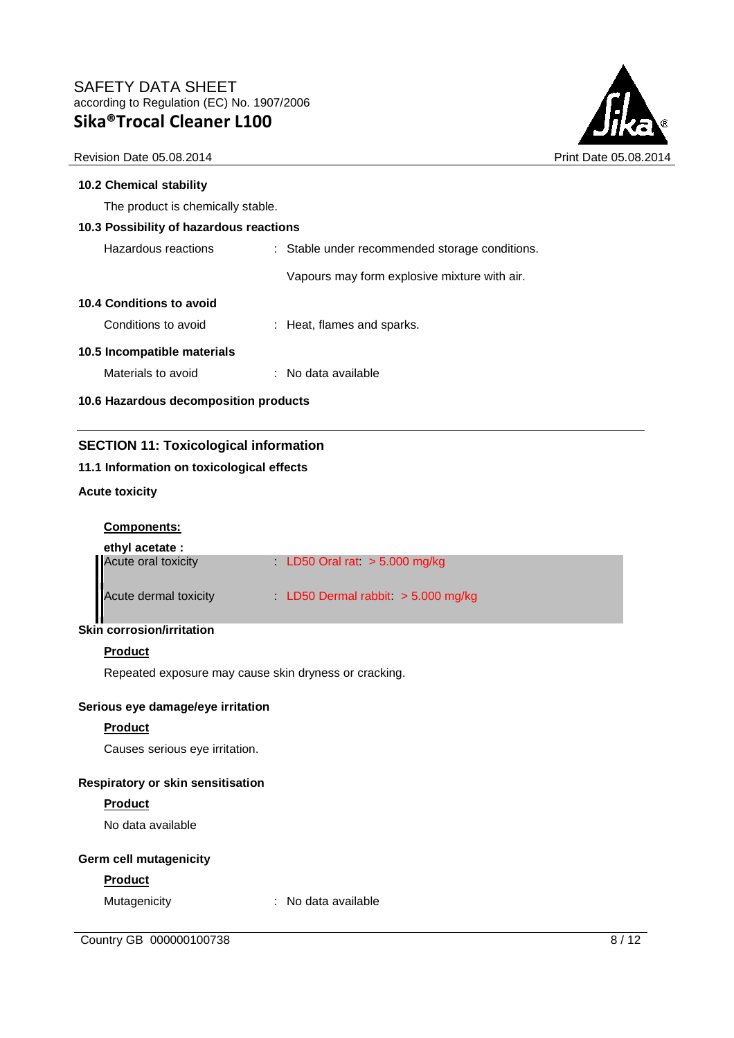### 10.2 Chemical stability

The product is chemically stable.

### 10.3 Possibility of hazardous reactions

Hazardous reactions : Stable under recommended storage conditions.

Vapours may form explosive mixture with air.

### 10.4 Conditions to avoid

Conditions to avoid : Heat, flames and sparks.

### 10.5 Incompatible materials

Materials to avoid : No data available

### 10.6 Hazardous decomposition products

## SECTION 11: Toxicological information

### 11.1 Information on toxicological effects

**Acute toxicity**

**Components:**

**ethyl acetate :**

Acute oral toxicity : LD50 Oral rat: > 5.000 mg/kg

Acute dermal toxicity : LD50 Dermal rabbit: > 5.000 mg/kg

**Skin corrosion/irritation**

**Product**

Repeated exposure may cause skin dryness or cracking.

**Serious eye damage/eye irritation**

**Product**

Causes serious eye irritation.

**Respiratory or skin sensitisation**

**Product**

No data available

**Germ cell mutagenicity**

**Product**

Mutagenicity : No data available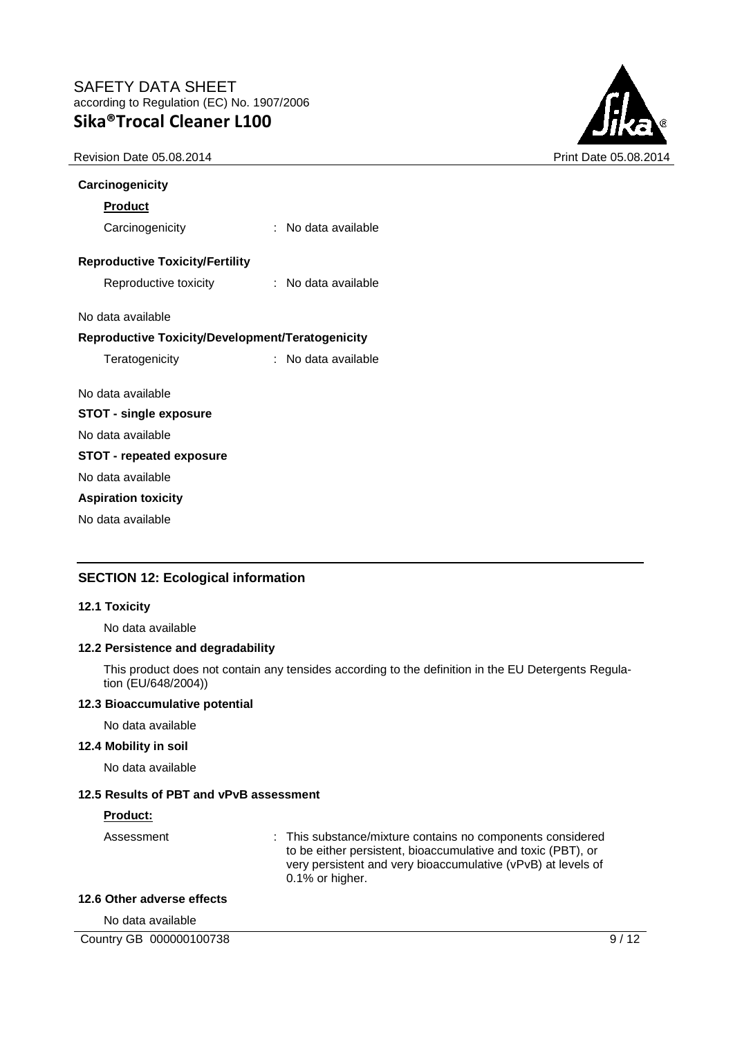**Carcinogenicity**

**Product**

Carcinogenicity : No data available

**Reproductive Toxicity/Fertility**

Reproductive toxicity : No data available

No data available

**Reproductive Toxicity/Development/Teratogenicity**

Teratogenicity : No data available

No data available

**STOT - single exposure**

No data available

**STOT - repeated exposure**

No data available

**Aspiration toxicity**

No data available

## SECTION 12: Ecological information

### 12.1 Toxicity

No data available

### 12.2 Persistence and degradability

This product does not contain any tensides according to the definition in the EU Detergents Regulation (EU/648/2004))

### 12.3 Bioaccumulative potential

No data available

### 12.4 Mobility in soil

No data available

### 12.5 Results of PBT and vPvB assessment

**Product:**

Assessment : This substance/mixture contains no components considered to be either persistent, bioaccumulative and toxic (PBT), or very persistent and very bioaccumulative (vPvB) at levels of 0.1% or higher.

### 12.6 Other adverse effects

No data available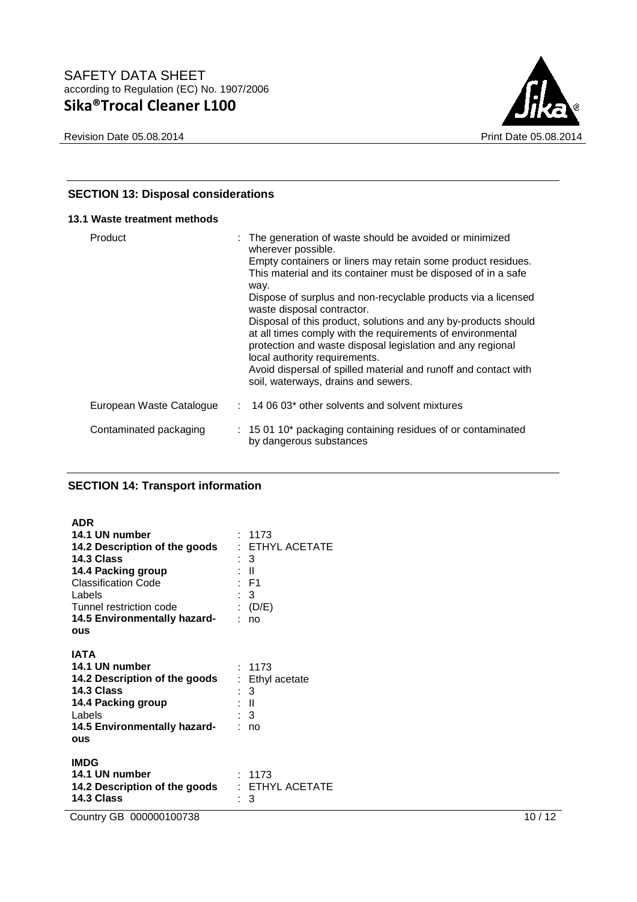## SECTION 13: Disposal considerations

### 13.1 Waste treatment methods

| | |
|---|---|
| Product | : The generation of waste should be avoided or minimized wherever possible.<br>Empty containers or liners may retain some product residues.<br>This material and its container must be disposed of in a safe way.<br>Dispose of surplus and non-recyclable products via a licensed waste disposal contractor.<br>Disposal of this product, solutions and any by-products should at all times comply with the requirements of environmental protection and waste disposal legislation and any regional local authority requirements.<br>Avoid dispersal of spilled material and runoff and contact with soil, waterways, drains and sewers. |
| European Waste Catalogue | : 14 06 03* other solvents and solvent mixtures |
| Contaminated packaging | : 15 01 10* packaging containing residues of or contaminated by dangerous substances |

## SECTION 14: Transport information

**ADR**

| | |
|---|---|
| **14.1 UN number** | : 1173 |
| **14.2 Description of the goods** | : ETHYL ACETATE |
| **14.3 Class** | : 3 |
| **14.4 Packing group** | : II |
| Classification Code | : F1 |
| Labels | : 3 |
| Tunnel restriction code | : (D/E) |
| **14.5 Environmentally hazardous** | : no |

**IATA**

| | |
|---|---|
| **14.1 UN number** | : 1173 |
| **14.2 Description of the goods** | : Ethyl acetate |
| **14.3 Class** | : 3 |
| **14.4 Packing group** | : II |
| Labels | : 3 |
| **14.5 Environmentally hazardous** | : no |

**IMDG**

| | |
|---|---|
| **14.1 UN number** | : 1173 |
| **14.2 Description of the goods** | : ETHYL ACETATE |
| **14.3 Class** | : 3 |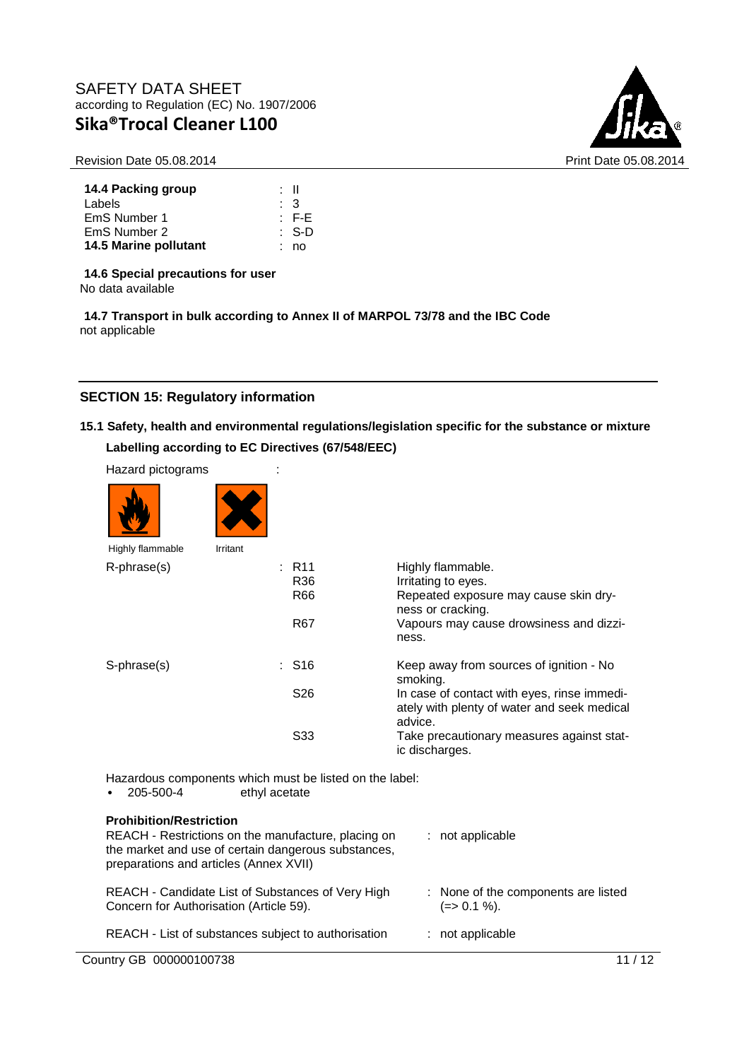| | |
|---|---|
| **14.4 Packing group** | : II |
| Labels | : 3 |
| EmS Number 1 | : F-E |
| EmS Number 2 | : S-D |
| **14.5 Marine pollutant** | : no |

**14.6 Special precautions for user**
No data available

**14.7 Transport in bulk according to Annex II of MARPOL 73/78 and the IBC Code**
not applicable

## SECTION 15: Regulatory information

### 15.1 Safety, health and environmental regulations/legislation specific for the substance or mixture

**Labelling according to EC Directives (67/548/EEC)**

Hazard pictograms :

Highly flammable    Irritant

| | | | |
|---|---|---|---|
| R-phrase(s) | : | R11 | Highly flammable. |
| | | R36 | Irritating to eyes. |
| | | R66 | Repeated exposure may cause skin dryness or cracking. |
| | | R67 | Vapours may cause drowsiness and dizziness. |
| S-phrase(s) | : | S16 | Keep away from sources of ignition - No smoking. |
| | | S26 | In case of contact with eyes, rinse immediately with plenty of water and seek medical advice. |
| | | S33 | Take precautionary measures against static discharges. |

Hazardous components which must be listed on the label:
- 205-500-4    ethyl acetate

**Prohibition/Restriction**

| | |
|---|---|
| REACH - Restrictions on the manufacture, placing on the market and use of certain dangerous substances, preparations and articles (Annex XVII) | : not applicable |
| REACH - Candidate List of Substances of Very High Concern for Authorisation (Article 59). | : None of the components are listed (=> 0.1 %). |
| REACH - List of substances subject to authorisation | : not applicable |

Country GB 000000100738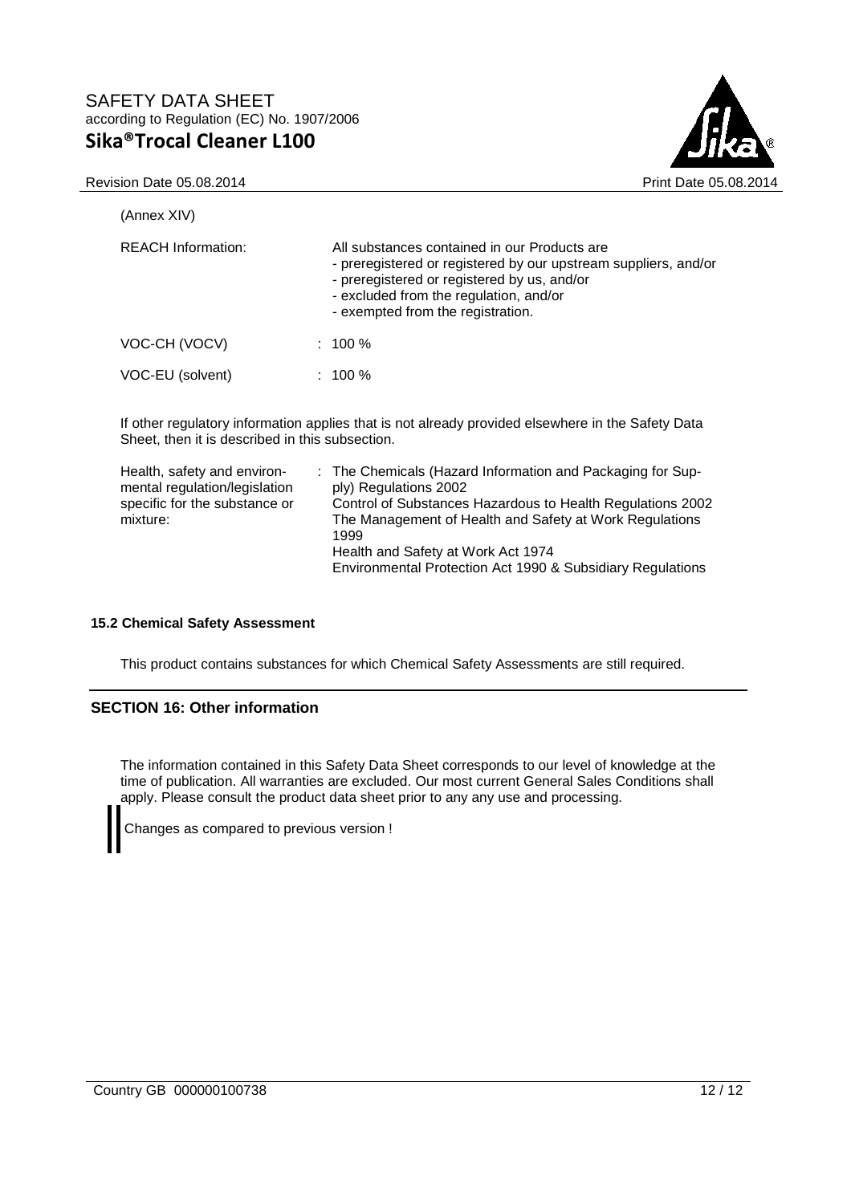(Annex XIV)

| | |
|---|---|
| REACH Information: | All substances contained in our Products are<br>- preregistered or registered by our upstream suppliers, and/or<br>- preregistered or registered by us, and/or<br>- excluded from the regulation, and/or<br>- exempted from the registration. |
| VOC-CH (VOCV) | : 100 % |
| VOC-EU (solvent) | : 100 % |

If other regulatory information applies that is not already provided elsewhere in the Safety Data Sheet, then it is described in this subsection.

| | |
|---|---|
| Health, safety and environmental regulation/legislation specific for the substance or mixture: | : The Chemicals (Hazard Information and Packaging for Supply) Regulations 2002<br>Control of Substances Hazardous to Health Regulations 2002<br>The Management of Health and Safety at Work Regulations 1999<br>Health and Safety at Work Act 1974<br>Environmental Protection Act 1990 & Subsidiary Regulations |

**15.2 Chemical Safety Assessment**

This product contains substances for which Chemical Safety Assessments are still required.

## SECTION 16: Other information

The information contained in this Safety Data Sheet corresponds to our level of knowledge at the time of publication. All warranties are excluded. Our most current General Sales Conditions shall apply. Please consult the product data sheet prior to any any use and processing.

Changes as compared to previous version !